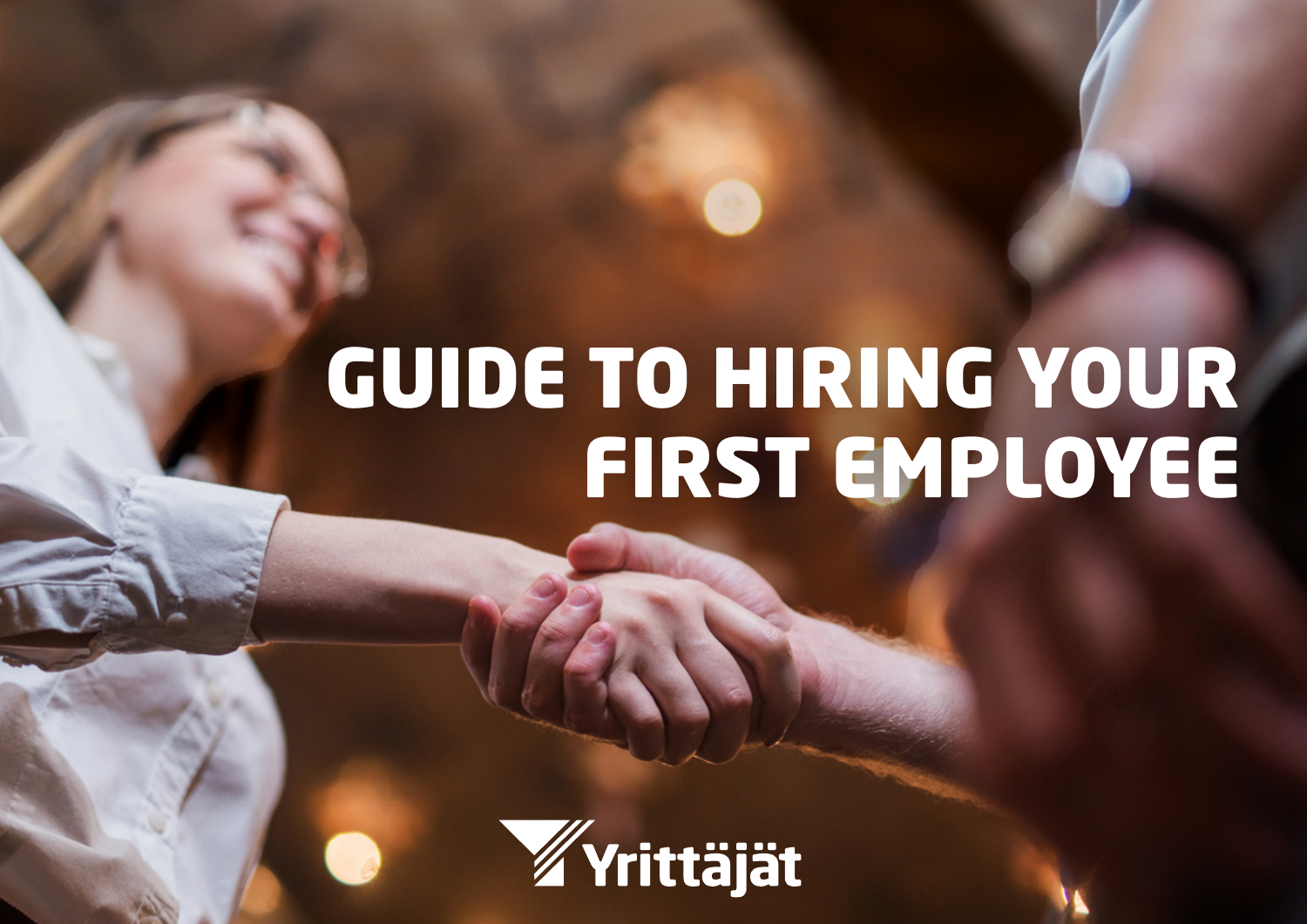# GUIDE TO HIRING YOUR FIRST EMPLOYEE

Yrittäjät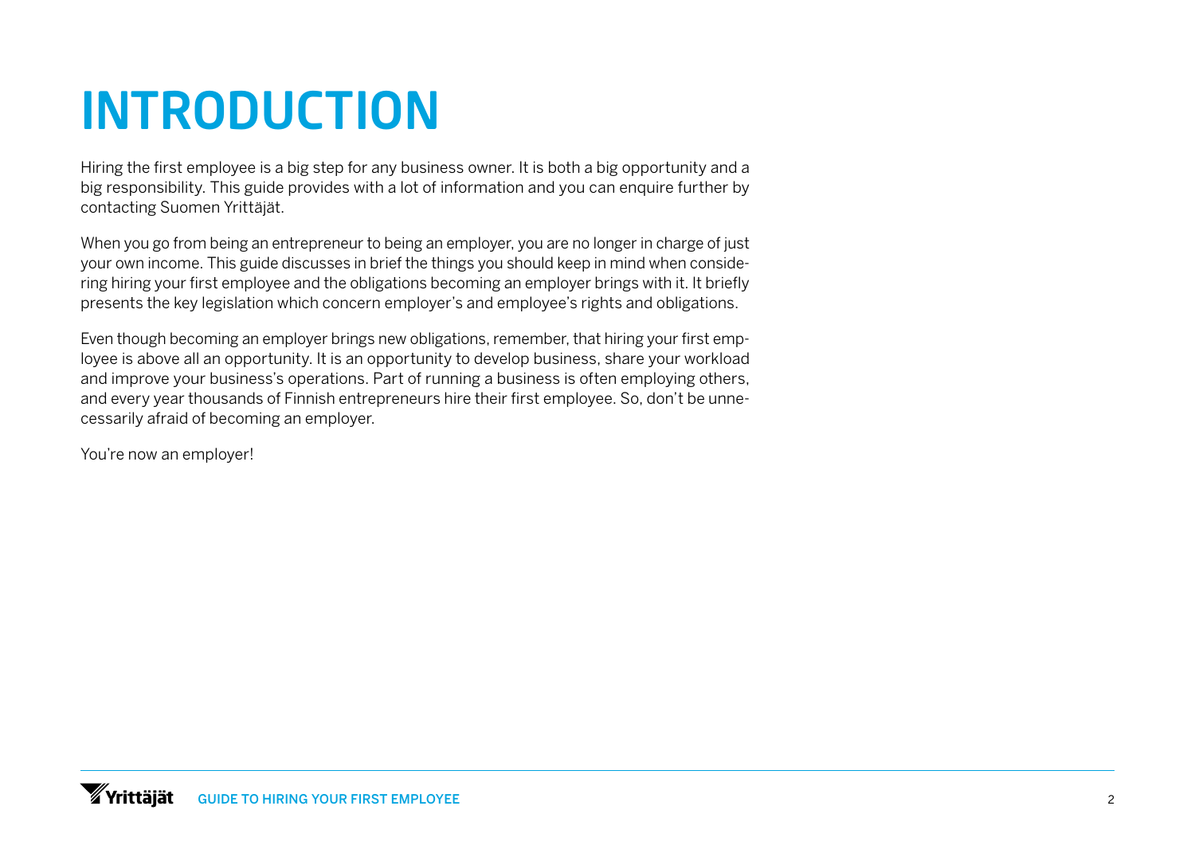# INTRODUCTION

Hiring the first employee is a big step for any business owner. It is both a big opportunity and a big responsibility. This guide provides with a lot of information and you can enquire further by contacting Suomen Yrittäjät.

When you go from being an entrepreneur to being an employer, you are no longer in charge of just your own income. This guide discusses in brief the things you should keep in mind when considering hiring your first employee and the obligations becoming an employer brings with it. It briefly presents the key legislation which concern employer's and employee's rights and obligations.

Even though becoming an employer brings new obligations, remember, that hiring your first employee is above all an opportunity. It is an opportunity to develop business, share your workload and improve your business's operations. Part of running a business is often employing others, and every year thousands of Finnish entrepreneurs hire their first employee. So, don't be unnecessarily afraid of becoming an employer.

You're now an employer!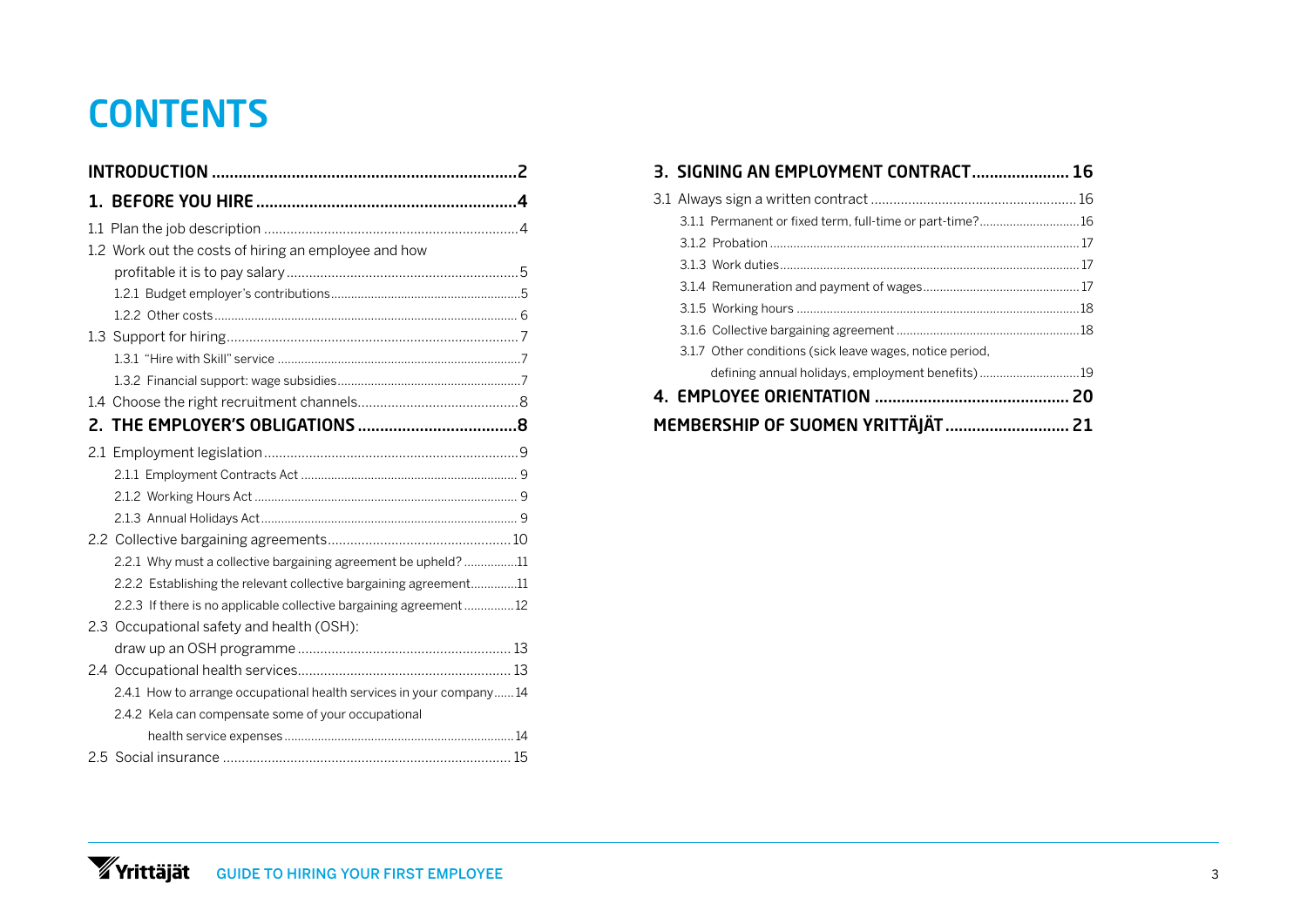# CONTENTS

**INTRODUCTION** ....... 2

**1. BEFORE YOU HIRE** ....... 4

- 1.1 Plan the job description ....... 4
- 1.2 Work out the costs of hiring an employee and how profitable it is to pay salary ....... 5
  - 1.2.1 Budget employer's contributions ....... 5
  - 1.2.2 Other costs ....... 6
- 1.3 Support for hiring ....... 7
  - 1.3.1 "Hire with Skill" service ....... 7
  - 1.3.2 Financial support: wage subsidies ....... 7
- 1.4 Choose the right recruitment channels ....... 8

**2. THE EMPLOYER'S OBLIGATIONS** ....... 8

- 2.1 Employment legislation ....... 9
  - 2.1.1 Employment Contracts Act ....... 9
  - 2.1.2 Working Hours Act ....... 9
  - 2.1.3 Annual Holidays Act ....... 9
- 2.2 Collective bargaining agreements ....... 10
  - 2.2.1 Why must a collective bargaining agreement be upheld? ....... 11
  - 2.2.2 Establishing the relevant collective bargaining agreement ....... 11
  - 2.2.3 If there is no applicable collective bargaining agreement ....... 12
- 2.3 Occupational safety and health (OSH): draw up an OSH programme ....... 13
- 2.4 Occupational health services ....... 13
  - 2.4.1 How to arrange occupational health services in your company ....... 14
  - 2.4.2 Kela can compensate some of your occupational health service expenses ....... 14
- 2.5 Social insurance ....... 15

**3. SIGNING AN EMPLOYMENT CONTRACT** ....... 16

- 3.1 Always sign a written contract ....... 16
  - 3.1.1 Permanent or fixed term, full-time or part-time? ....... 16
  - 3.1.2 Probation ....... 17
  - 3.1.3 Work duties ....... 17
  - 3.1.4 Remuneration and payment of wages ....... 17
  - 3.1.5 Working hours ....... 18
  - 3.1.6 Collective bargaining agreement ....... 18
  - 3.1.7 Other conditions (sick leave wages, notice period, defining annual holidays, employment benefits) ....... 19

**4. EMPLOYEE ORIENTATION** ....... 20

**MEMBERSHIP OF SUOMEN YRITTÄJÄT** ....... 21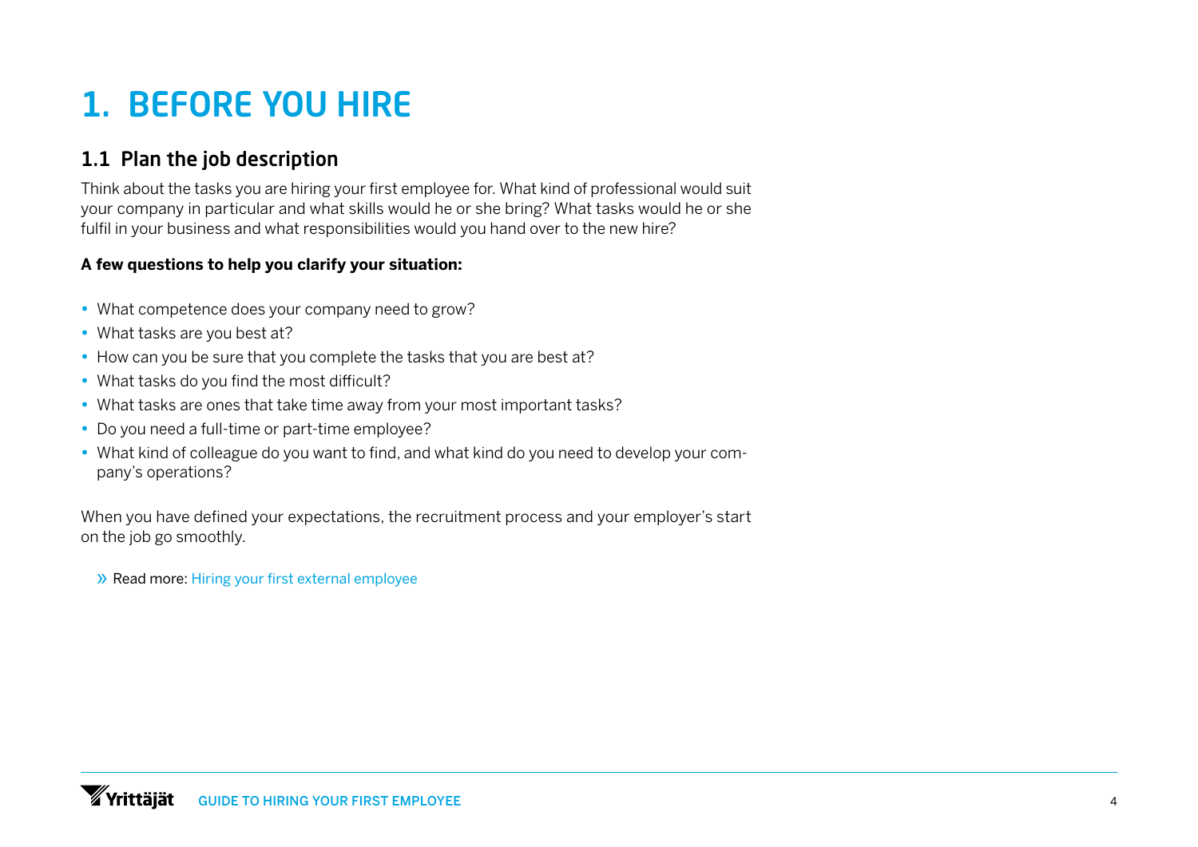# 1. BEFORE YOU HIRE

## 1.1 Plan the job description

Think about the tasks you are hiring your first employee for. What kind of professional would suit your company in particular and what skills would he or she bring? What tasks would he or she fulfil in your business and what responsibilities would you hand over to the new hire?

**A few questions to help you clarify your situation:**

- What competence does your company need to grow?
- What tasks are you best at?
- How can you be sure that you complete the tasks that you are best at?
- What tasks do you find the most difficult?
- What tasks are ones that take time away from your most important tasks?
- Do you need a full-time or part-time employee?
- What kind of colleague do you want to find, and what kind do you need to develop your company's operations?

When you have defined your expectations, the recruitment process and your employer's start on the job go smoothly.

» Read more: Hiring your first external employee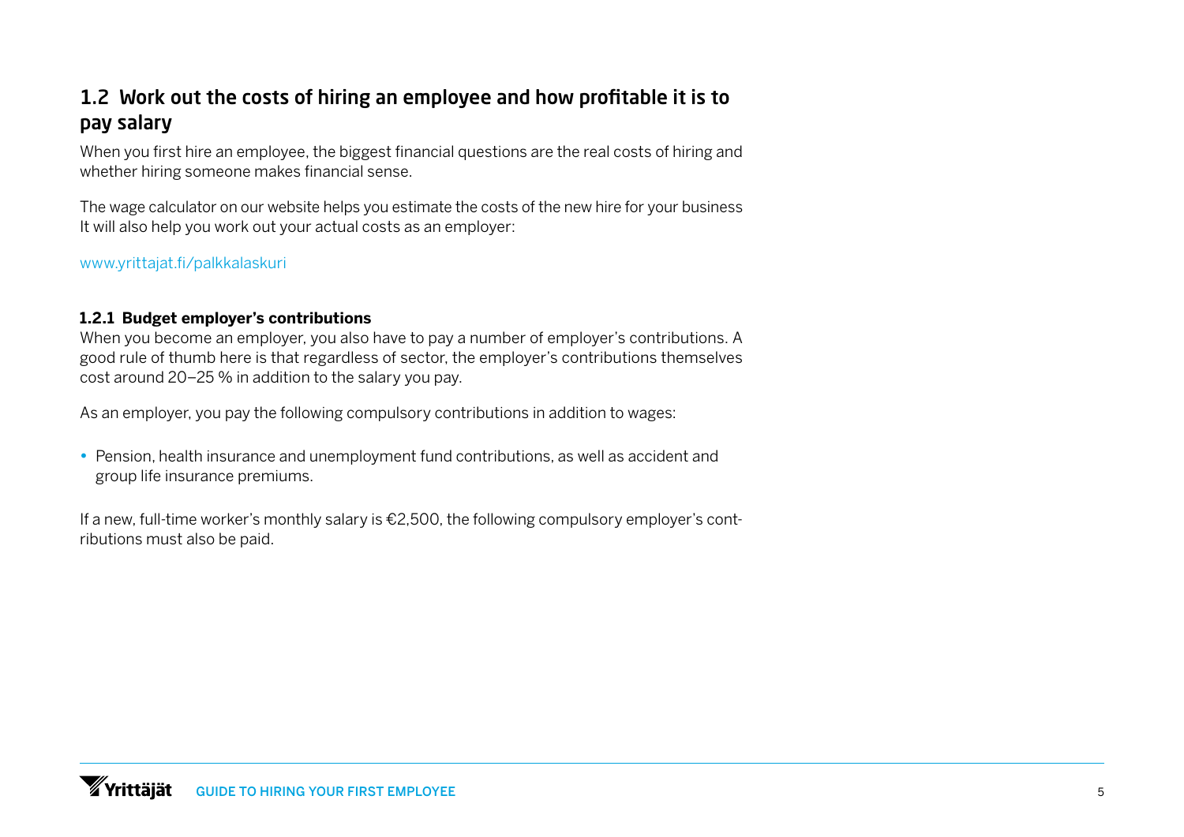## 1.2 Work out the costs of hiring an employee and how profitable it is to pay salary

When you first hire an employee, the biggest financial questions are the real costs of hiring and whether hiring someone makes financial sense.

The wage calculator on our website helps you estimate the costs of the new hire for your business It will also help you work out your actual costs as an employer:

www.yrittajat.fi/palkkalaskuri

### 1.2.1 Budget employer's contributions

When you become an employer, you also have to pay a number of employer's contributions. A good rule of thumb here is that regardless of sector, the employer's contributions themselves cost around 20–25 % in addition to the salary you pay.

As an employer, you pay the following compulsory contributions in addition to wages:

- Pension, health insurance and unemployment fund contributions, as well as accident and group life insurance premiums.

If a new, full-time worker's monthly salary is €2,500, the following compulsory employer's contributions must also be paid.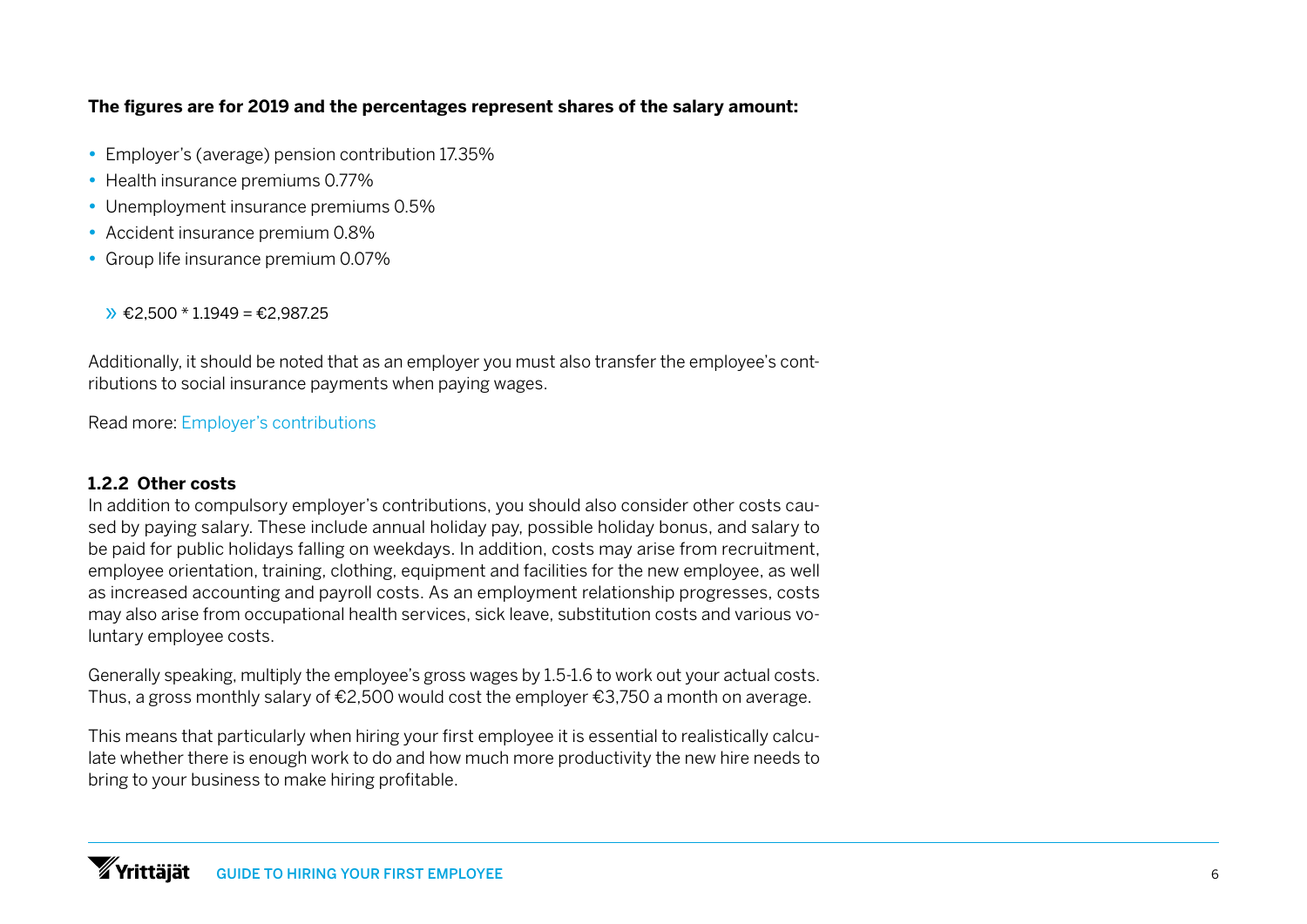**The figures are for 2019 and the percentages represent shares of the salary amount:**

- Employer's (average) pension contribution 17.35%
- Health insurance premiums 0.77%
- Unemployment insurance premiums 0.5%
- Accident insurance premium 0.8%
- Group life insurance premium 0.07%

» €2,500 * 1.1949 = €2,987.25

Additionally, it should be noted that as an employer you must also transfer the employee's contributions to social insurance payments when paying wages.

Read more: Employer's contributions

#### 1.2.2 Other costs

In addition to compulsory employer's contributions, you should also consider other costs caused by paying salary. These include annual holiday pay, possible holiday bonus, and salary to be paid for public holidays falling on weekdays. In addition, costs may arise from recruitment, employee orientation, training, clothing, equipment and facilities for the new employee, as well as increased accounting and payroll costs. As an employment relationship progresses, costs may also arise from occupational health services, sick leave, substitution costs and various voluntary employee costs.

Generally speaking, multiply the employee's gross wages by 1.5-1.6 to work out your actual costs. Thus, a gross monthly salary of €2,500 would cost the employer €3,750 a month on average.

This means that particularly when hiring your first employee it is essential to realistically calculate whether there is enough work to do and how much more productivity the new hire needs to bring to your business to make hiring profitable.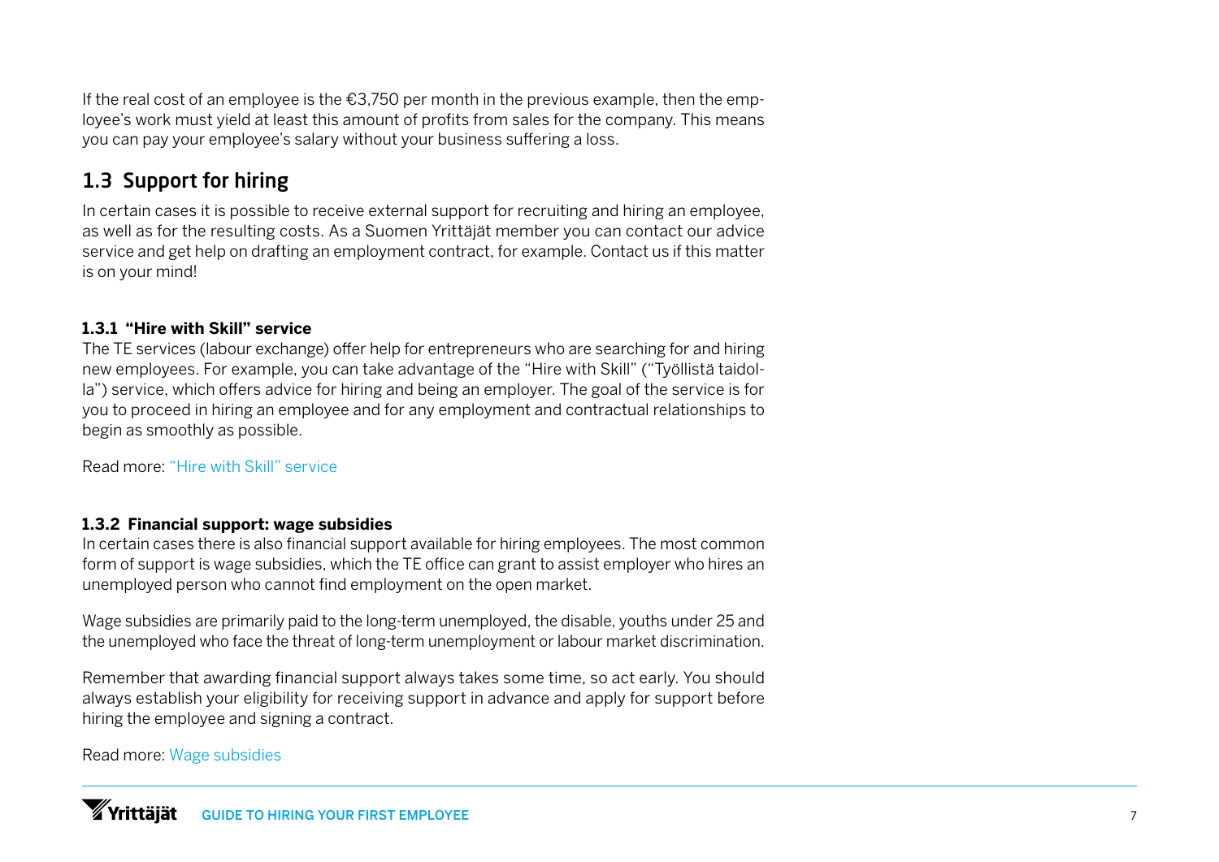If the real cost of an employee is the €3,750 per month in the previous example, then the employee's work must yield at least this amount of profits from sales for the company. This means you can pay your employee's salary without your business suffering a loss.

## 1.3 Support for hiring

In certain cases it is possible to receive external support for recruiting and hiring an employee, as well as for the resulting costs. As a Suomen Yrittäjät member you can contact our advice service and get help on drafting an employment contract, for example. Contact us if this matter is on your mind!

### 1.3.1 "Hire with Skill" service

The TE services (labour exchange) offer help for entrepreneurs who are searching for and hiring new employees. For example, you can take advantage of the "Hire with Skill" ("Työllistä taidolla") service, which offers advice for hiring and being an employer. The goal of the service is for you to proceed in hiring an employee and for any employment and contractual relationships to begin as smoothly as possible.

Read more: "Hire with Skill" service

### 1.3.2 Financial support: wage subsidies

In certain cases there is also financial support available for hiring employees. The most common form of support is wage subsidies, which the TE office can grant to assist employer who hires an unemployed person who cannot find employment on the open market.

Wage subsidies are primarily paid to the long-term unemployed, the disable, youths under 25 and the unemployed who face the threat of long-term unemployment or labour market discrimination.

Remember that awarding financial support always takes some time, so act early. You should always establish your eligibility for receiving support in advance and apply for support before hiring the employee and signing a contract.

Read more: Wage subsidies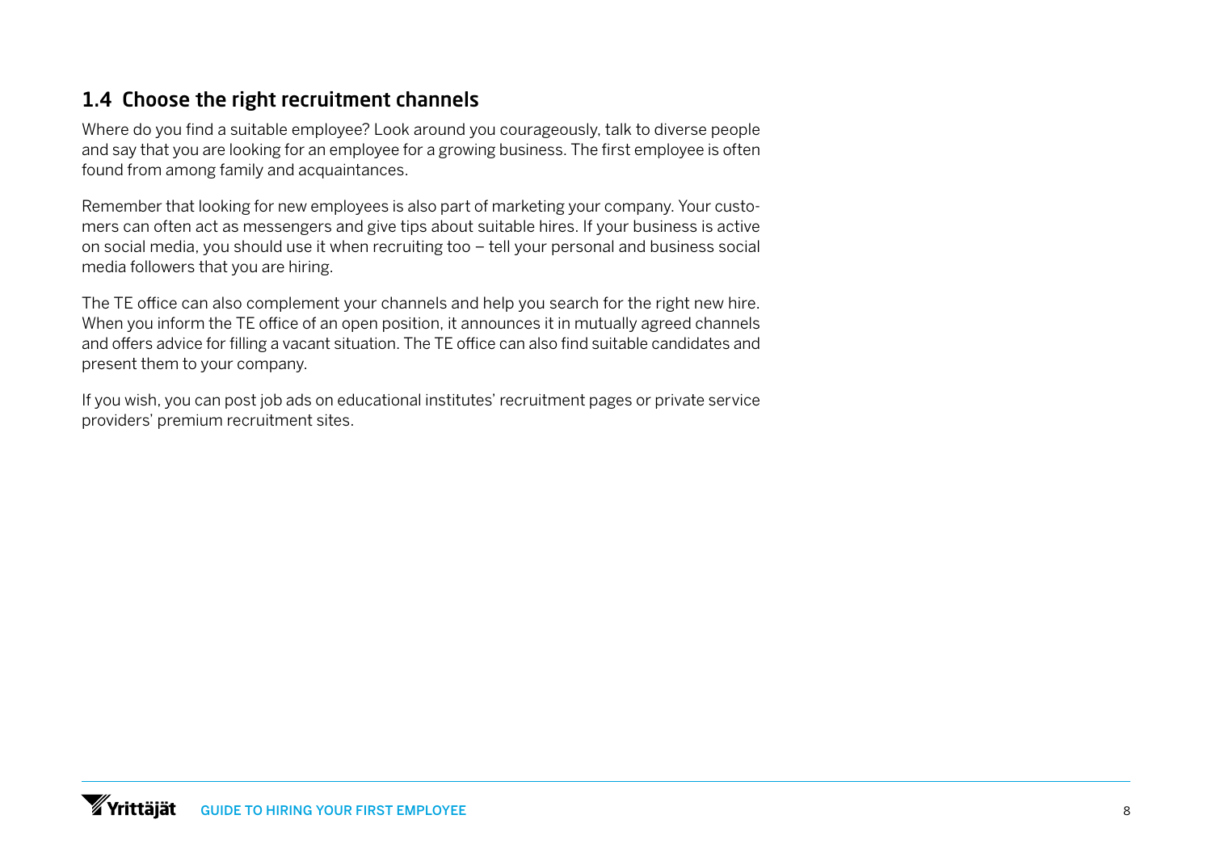## 1.4 Choose the right recruitment channels

Where do you find a suitable employee? Look around you courageously, talk to diverse people and say that you are looking for an employee for a growing business. The first employee is often found from among family and acquaintances.

Remember that looking for new employees is also part of marketing your company. Your customers can often act as messengers and give tips about suitable hires. If your business is active on social media, you should use it when recruiting too – tell your personal and business social media followers that you are hiring.

The TE office can also complement your channels and help you search for the right new hire. When you inform the TE office of an open position, it announces it in mutually agreed channels and offers advice for filling a vacant situation. The TE office can also find suitable candidates and present them to your company.

If you wish, you can post job ads on educational institutes' recruitment pages or private service providers' premium recruitment sites.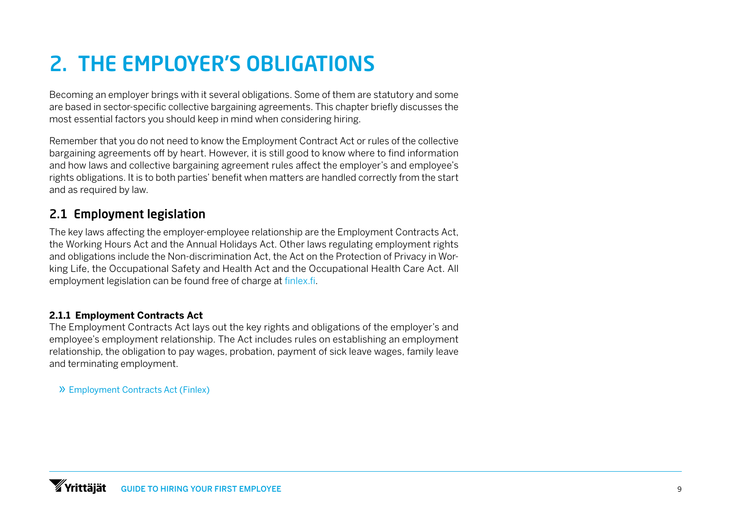# 2. THE EMPLOYER'S OBLIGATIONS

Becoming an employer brings with it several obligations. Some of them are statutory and some are based in sector-specific collective bargaining agreements. This chapter briefly discusses the most essential factors you should keep in mind when considering hiring.

Remember that you do not need to know the Employment Contract Act or rules of the collective bargaining agreements off by heart. However, it is still good to know where to find information and how laws and collective bargaining agreement rules affect the employer's and employee's rights obligations. It is to both parties' benefit when matters are handled correctly from the start and as required by law.

## 2.1 Employment legislation

The key laws affecting the employer-employee relationship are the Employment Contracts Act, the Working Hours Act and the Annual Holidays Act. Other laws regulating employment rights and obligations include the Non-discrimination Act, the Act on the Protection of Privacy in Working Life, the Occupational Safety and Health Act and the Occupational Health Care Act. All employment legislation can be found free of charge at finlex.fi.

### 2.1.1 Employment Contracts Act

The Employment Contracts Act lays out the key rights and obligations of the employer's and employee's employment relationship. The Act includes rules on establishing an employment relationship, the obligation to pay wages, probation, payment of sick leave wages, family leave and terminating employment.

» Employment Contracts Act (Finlex)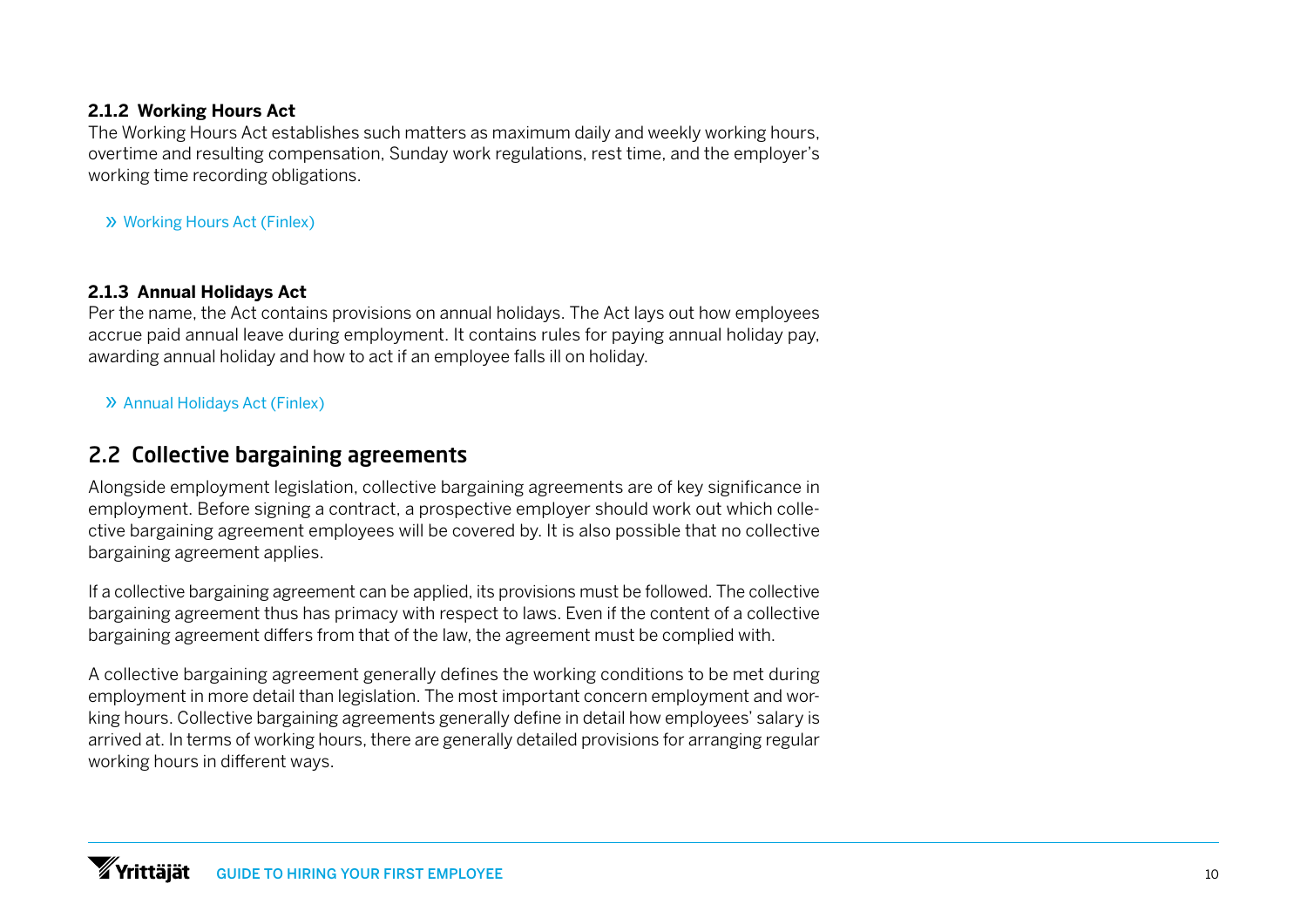#### 2.1.2 Working Hours Act

The Working Hours Act establishes such matters as maximum daily and weekly working hours, overtime and resulting compensation, Sunday work regulations, rest time, and the employer's working time recording obligations.

» Working Hours Act (Finlex)

#### 2.1.3 Annual Holidays Act

Per the name, the Act contains provisions on annual holidays. The Act lays out how employees accrue paid annual leave during employment. It contains rules for paying annual holiday pay, awarding annual holiday and how to act if an employee falls ill on holiday.

» Annual Holidays Act (Finlex)

## 2.2 Collective bargaining agreements

Alongside employment legislation, collective bargaining agreements are of key significance in employment. Before signing a contract, a prospective employer should work out which collective bargaining agreement employees will be covered by. It is also possible that no collective bargaining agreement applies.

If a collective bargaining agreement can be applied, its provisions must be followed. The collective bargaining agreement thus has primacy with respect to laws. Even if the content of a collective bargaining agreement differs from that of the law, the agreement must be complied with.

A collective bargaining agreement generally defines the working conditions to be met during employment in more detail than legislation. The most important concern employment and working hours. Collective bargaining agreements generally define in detail how employees' salary is arrived at. In terms of working hours, there are generally detailed provisions for arranging regular working hours in different ways.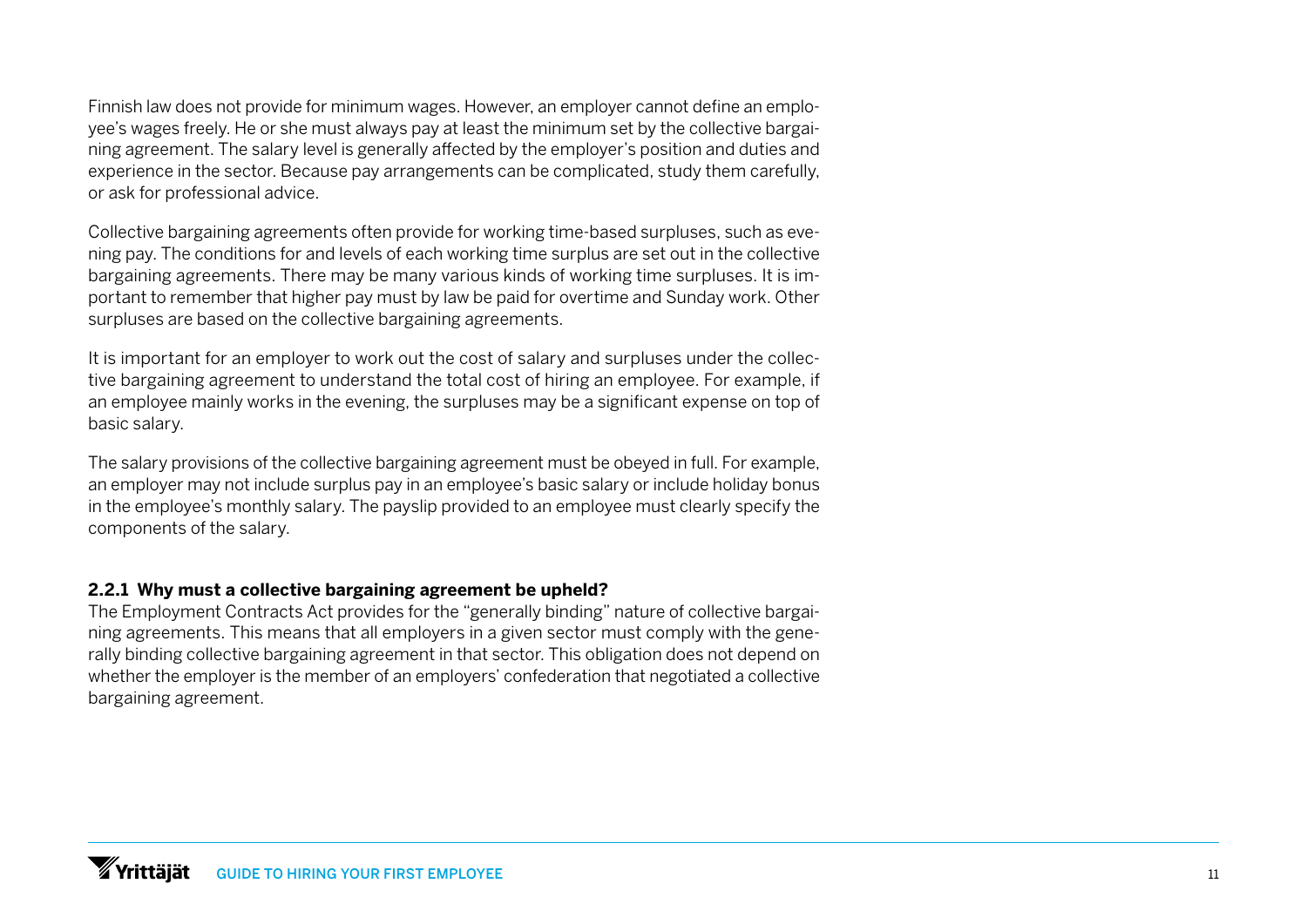Finnish law does not provide for minimum wages. However, an employer cannot define an employee's wages freely. He or she must always pay at least the minimum set by the collective bargaining agreement. The salary level is generally affected by the employer's position and duties and experience in the sector. Because pay arrangements can be complicated, study them carefully, or ask for professional advice.

Collective bargaining agreements often provide for working time-based surpluses, such as evening pay. The conditions for and levels of each working time surplus are set out in the collective bargaining agreements. There may be many various kinds of working time surpluses. It is important to remember that higher pay must by law be paid for overtime and Sunday work. Other surpluses are based on the collective bargaining agreements.

It is important for an employer to work out the cost of salary and surpluses under the collective bargaining agreement to understand the total cost of hiring an employee. For example, if an employee mainly works in the evening, the surpluses may be a significant expense on top of basic salary.

The salary provisions of the collective bargaining agreement must be obeyed in full. For example, an employer may not include surplus pay in an employee's basic salary or include holiday bonus in the employee's monthly salary. The payslip provided to an employee must clearly specify the components of the salary.

### 2.2.1 Why must a collective bargaining agreement be upheld?

The Employment Contracts Act provides for the "generally binding" nature of collective bargaining agreements. This means that all employers in a given sector must comply with the generally binding collective bargaining agreement in that sector. This obligation does not depend on whether the employer is the member of an employers' confederation that negotiated a collective bargaining agreement.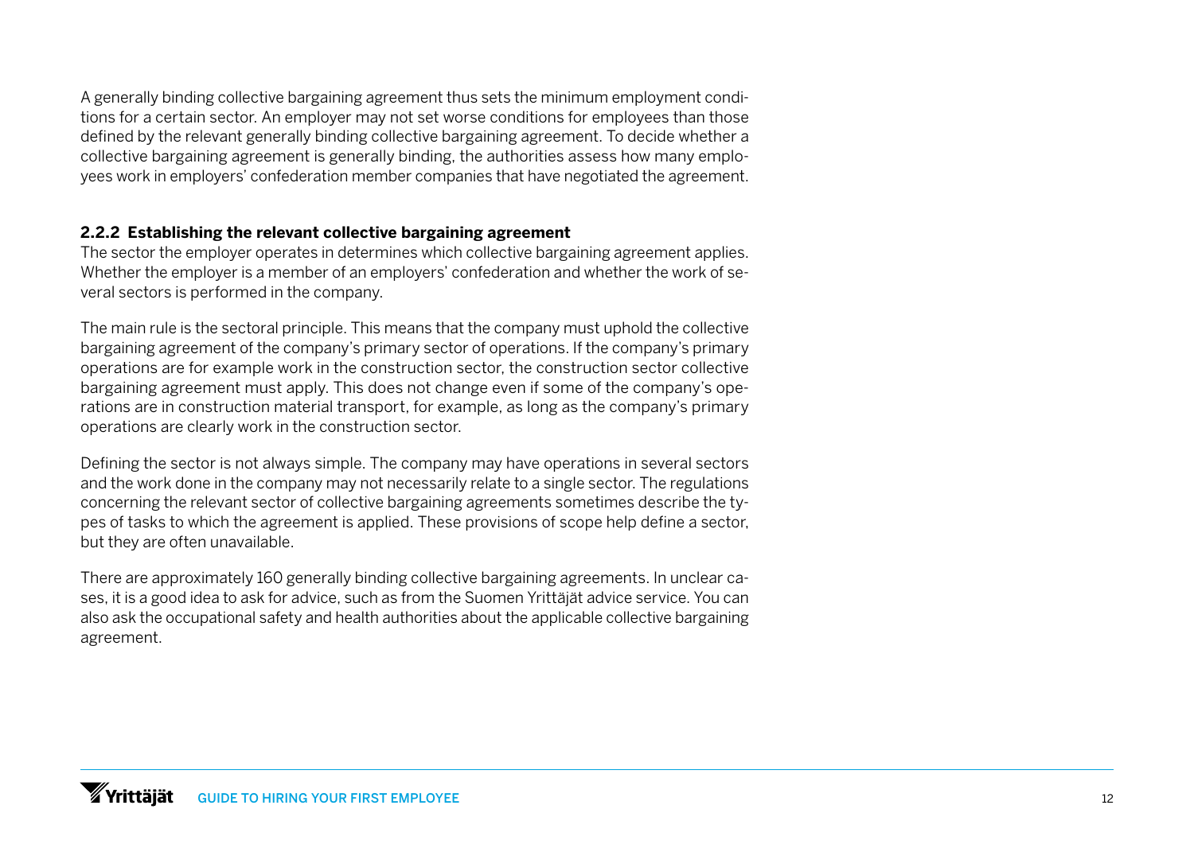A generally binding collective bargaining agreement thus sets the minimum employment conditions for a certain sector. An employer may not set worse conditions for employees than those defined by the relevant generally binding collective bargaining agreement. To decide whether a collective bargaining agreement is generally binding, the authorities assess how many employees work in employers' confederation member companies that have negotiated the agreement.

### 2.2.2 Establishing the relevant collective bargaining agreement

The sector the employer operates in determines which collective bargaining agreement applies. Whether the employer is a member of an employers' confederation and whether the work of several sectors is performed in the company.

The main rule is the sectoral principle. This means that the company must uphold the collective bargaining agreement of the company's primary sector of operations. If the company's primary operations are for example work in the construction sector, the construction sector collective bargaining agreement must apply. This does not change even if some of the company's operations are in construction material transport, for example, as long as the company's primary operations are clearly work in the construction sector.

Defining the sector is not always simple. The company may have operations in several sectors and the work done in the company may not necessarily relate to a single sector. The regulations concerning the relevant sector of collective bargaining agreements sometimes describe the types of tasks to which the agreement is applied. These provisions of scope help define a sector, but they are often unavailable.

There are approximately 160 generally binding collective bargaining agreements. In unclear cases, it is a good idea to ask for advice, such as from the Suomen Yrittäjät advice service. You can also ask the occupational safety and health authorities about the applicable collective bargaining agreement.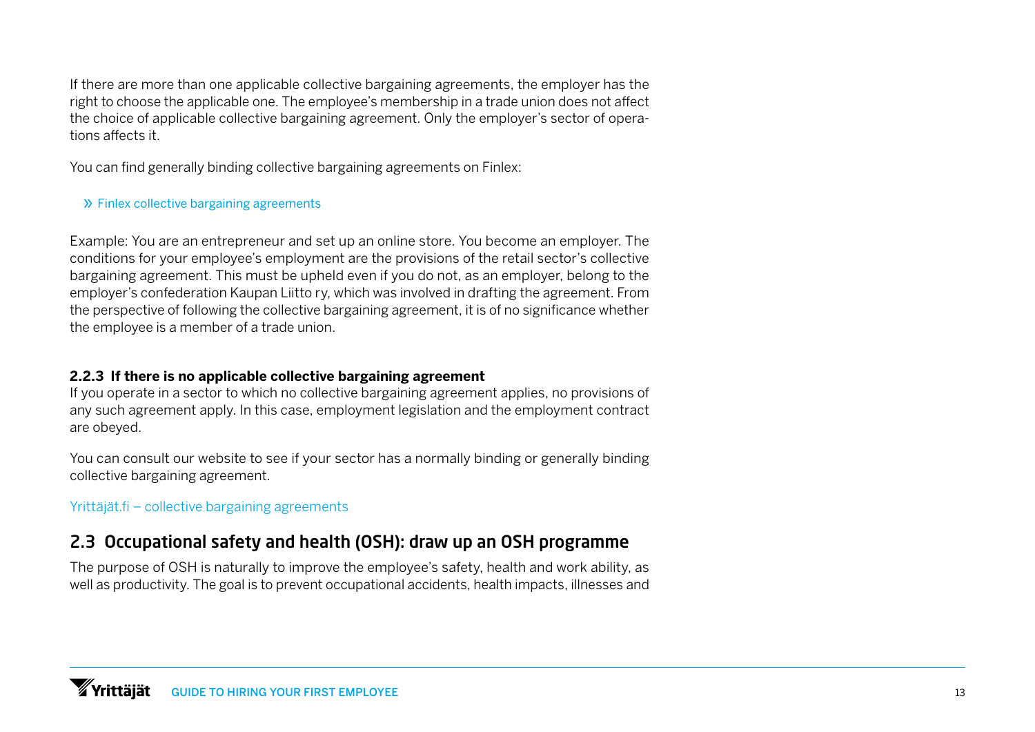If there are more than one applicable collective bargaining agreements, the employer has the right to choose the applicable one. The employee's membership in a trade union does not affect the choice of applicable collective bargaining agreement. Only the employer's sector of operations affects it.

You can find generally binding collective bargaining agreements on Finlex:

» Finlex collective bargaining agreements

Example: You are an entrepreneur and set up an online store. You become an employer. The conditions for your employee's employment are the provisions of the retail sector's collective bargaining agreement. This must be upheld even if you do not, as an employer, belong to the employer's confederation Kaupan Liitto ry, which was involved in drafting the agreement. From the perspective of following the collective bargaining agreement, it is of no significance whether the employee is a member of a trade union.

### 2.2.3 If there is no applicable collective bargaining agreement

If you operate in a sector to which no collective bargaining agreement applies, no provisions of any such agreement apply. In this case, employment legislation and the employment contract are obeyed.

You can consult our website to see if your sector has a normally binding or generally binding collective bargaining agreement.

Yrittäjät.fi – collective bargaining agreements

## 2.3 Occupational safety and health (OSH): draw up an OSH programme

The purpose of OSH is naturally to improve the employee's safety, health and work ability, as well as productivity. The goal is to prevent occupational accidents, health impacts, illnesses and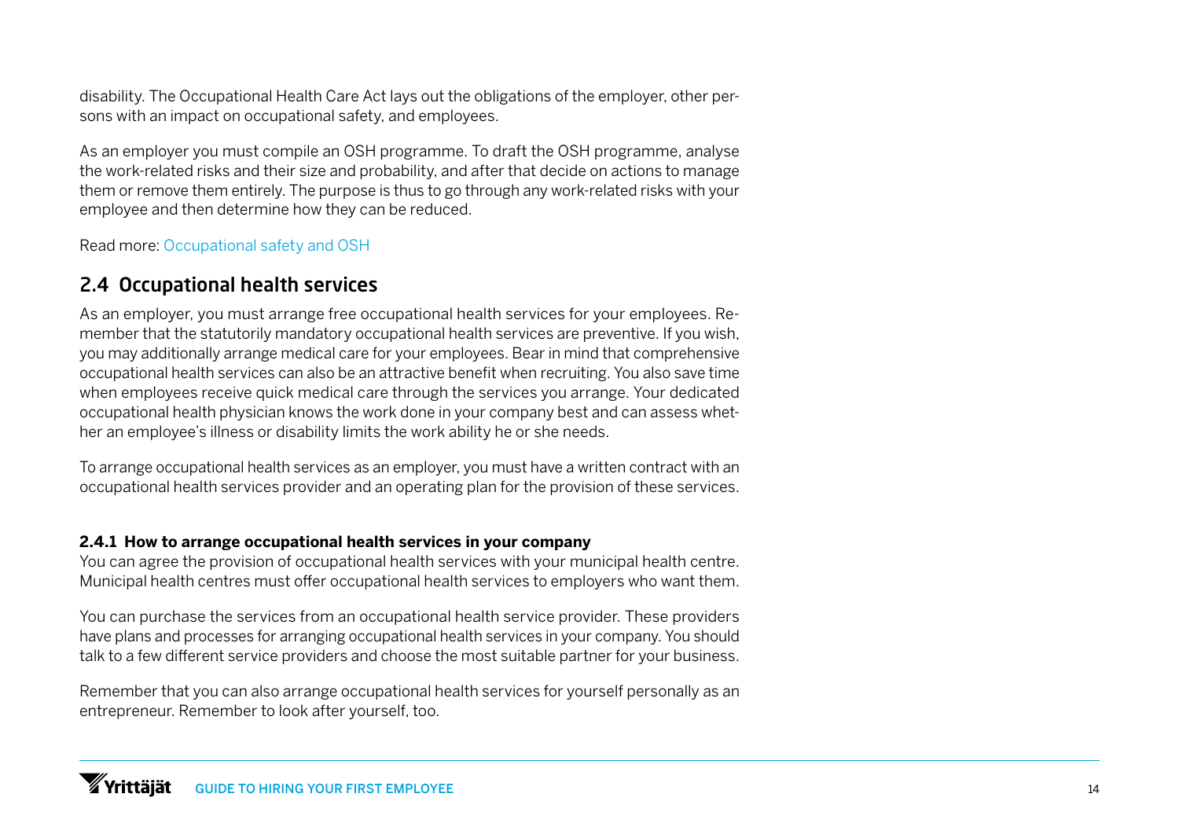disability. The Occupational Health Care Act lays out the obligations of the employer, other persons with an impact on occupational safety, and employees.

As an employer you must compile an OSH programme. To draft the OSH programme, analyse the work-related risks and their size and probability, and after that decide on actions to manage them or remove them entirely. The purpose is thus to go through any work-related risks with your employee and then determine how they can be reduced.

Read more: Occupational safety and OSH

## 2.4 Occupational health services

As an employer, you must arrange free occupational health services for your employees. Remember that the statutorily mandatory occupational health services are preventive. If you wish, you may additionally arrange medical care for your employees. Bear in mind that comprehensive occupational health services can also be an attractive benefit when recruiting. You also save time when employees receive quick medical care through the services you arrange. Your dedicated occupational health physician knows the work done in your company best and can assess whether an employee's illness or disability limits the work ability he or she needs.

To arrange occupational health services as an employer, you must have a written contract with an occupational health services provider and an operating plan for the provision of these services.

### 2.4.1 How to arrange occupational health services in your company

You can agree the provision of occupational health services with your municipal health centre. Municipal health centres must offer occupational health services to employers who want them.

You can purchase the services from an occupational health service provider. These providers have plans and processes for arranging occupational health services in your company. You should talk to a few different service providers and choose the most suitable partner for your business.

Remember that you can also arrange occupational health services for yourself personally as an entrepreneur. Remember to look after yourself, too.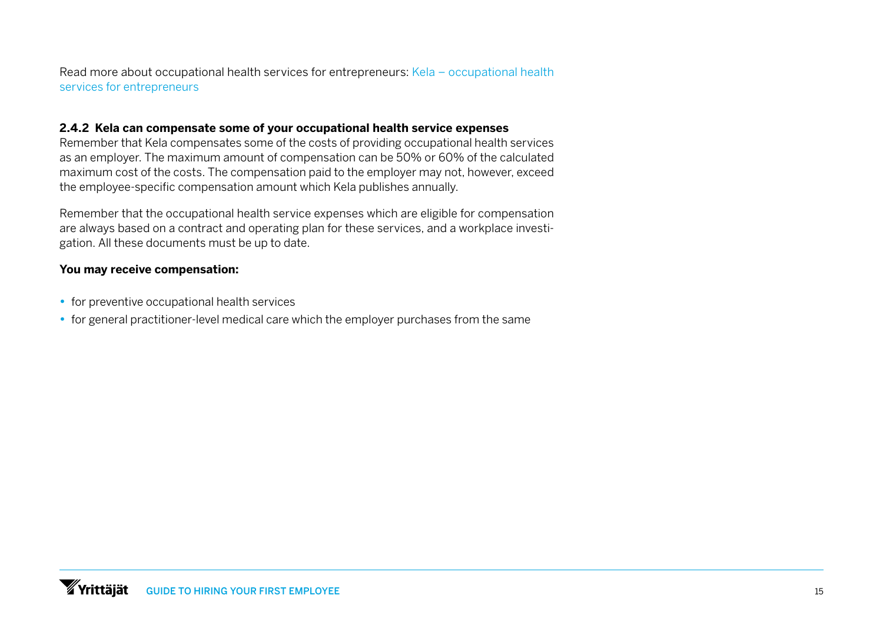Read more about occupational health services for entrepreneurs: [Kela – occupational health services for entrepreneurs]

### 2.4.2 Kela can compensate some of your occupational health service expenses

Remember that Kela compensates some of the costs of providing occupational health services as an employer. The maximum amount of compensation can be 50% or 60% of the calculated maximum cost of the costs. The compensation paid to the employer may not, however, exceed the employee-specific compensation amount which Kela publishes annually.

Remember that the occupational health service expenses which are eligible for compensation are always based on a contract and operating plan for these services, and a workplace investigation. All these documents must be up to date.

**You may receive compensation:**

- for preventive occupational health services
- for general practitioner-level medical care which the employer purchases from the same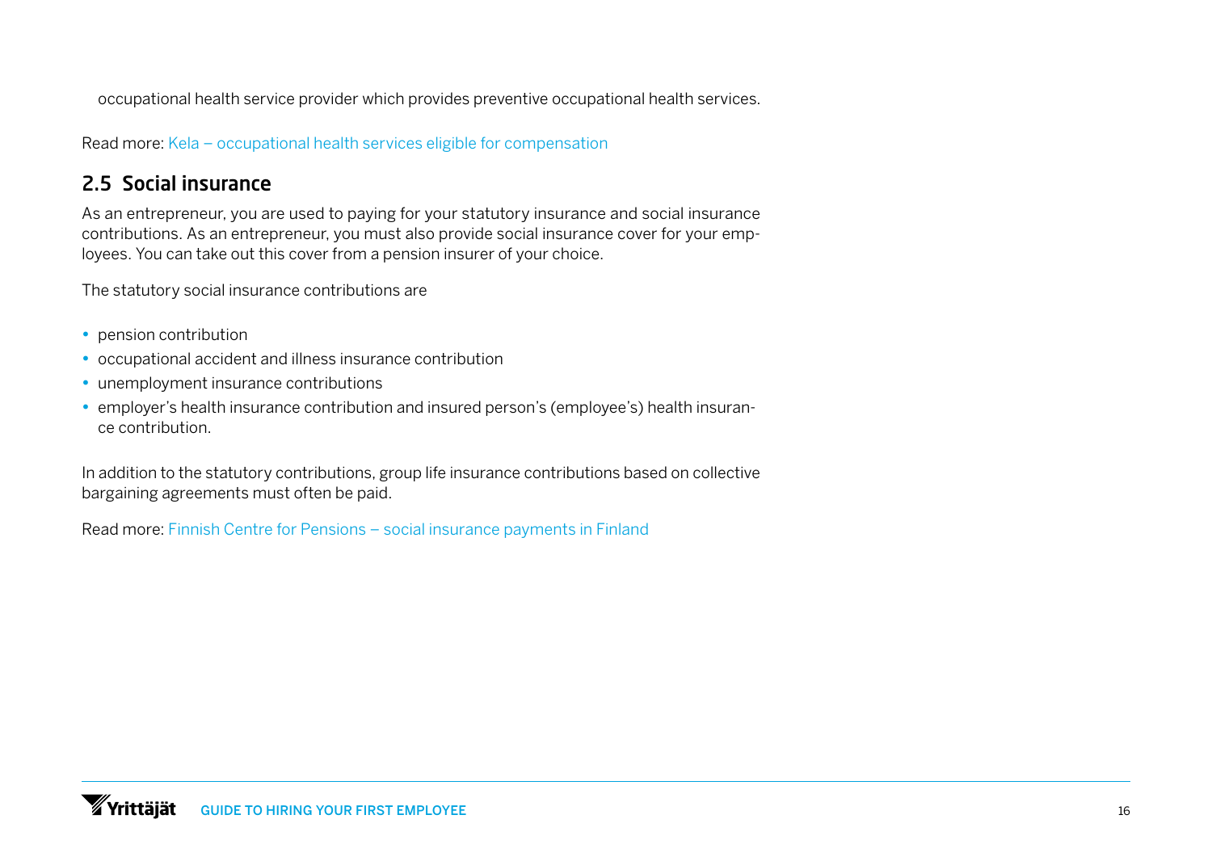occupational health service provider which provides preventive occupational health services.

Read more: Kela – occupational health services eligible for compensation

## 2.5 Social insurance

As an entrepreneur, you are used to paying for your statutory insurance and social insurance contributions. As an entrepreneur, you must also provide social insurance cover for your employees. You can take out this cover from a pension insurer of your choice.

The statutory social insurance contributions are

- pension contribution
- occupational accident and illness insurance contribution
- unemployment insurance contributions
- employer's health insurance contribution and insured person's (employee's) health insurance contribution.

In addition to the statutory contributions, group life insurance contributions based on collective bargaining agreements must often be paid.

Read more: Finnish Centre for Pensions – social insurance payments in Finland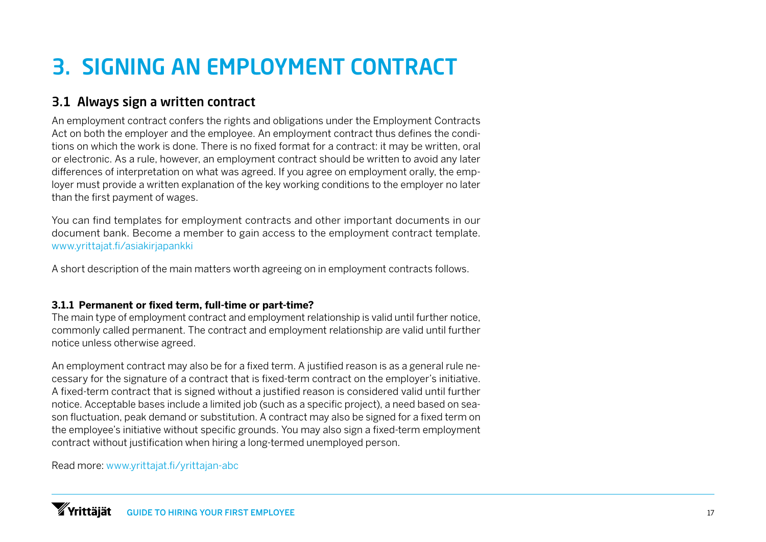# 3. SIGNING AN EMPLOYMENT CONTRACT

## 3.1 Always sign a written contract

An employment contract confers the rights and obligations under the Employment Contracts Act on both the employer and the employee. An employment contract thus defines the conditions on which the work is done. There is no fixed format for a contract: it may be written, oral or electronic. As a rule, however, an employment contract should be written to avoid any later differences of interpretation on what was agreed. If you agree on employment orally, the employer must provide a written explanation of the key working conditions to the employer no later than the first payment of wages.

You can find templates for employment contracts and other important documents in our document bank. Become a member to gain access to the employment contract template. www.yrittajat.fi/asiakirjapankki

A short description of the main matters worth agreeing on in employment contracts follows.

### 3.1.1 Permanent or fixed term, full-time or part-time?

The main type of employment contract and employment relationship is valid until further notice, commonly called permanent. The contract and employment relationship are valid until further notice unless otherwise agreed.

An employment contract may also be for a fixed term. A justified reason is as a general rule necessary for the signature of a contract that is fixed-term contract on the employer's initiative. A fixed-term contract that is signed without a justified reason is considered valid until further notice. Acceptable bases include a limited job (such as a specific project), a need based on season fluctuation, peak demand or substitution. A contract may also be signed for a fixed term on the employee's initiative without specific grounds. You may also sign a fixed-term employment contract without justification when hiring a long-termed unemployed person.

Read more: www.yrittajat.fi/yrittajan-abc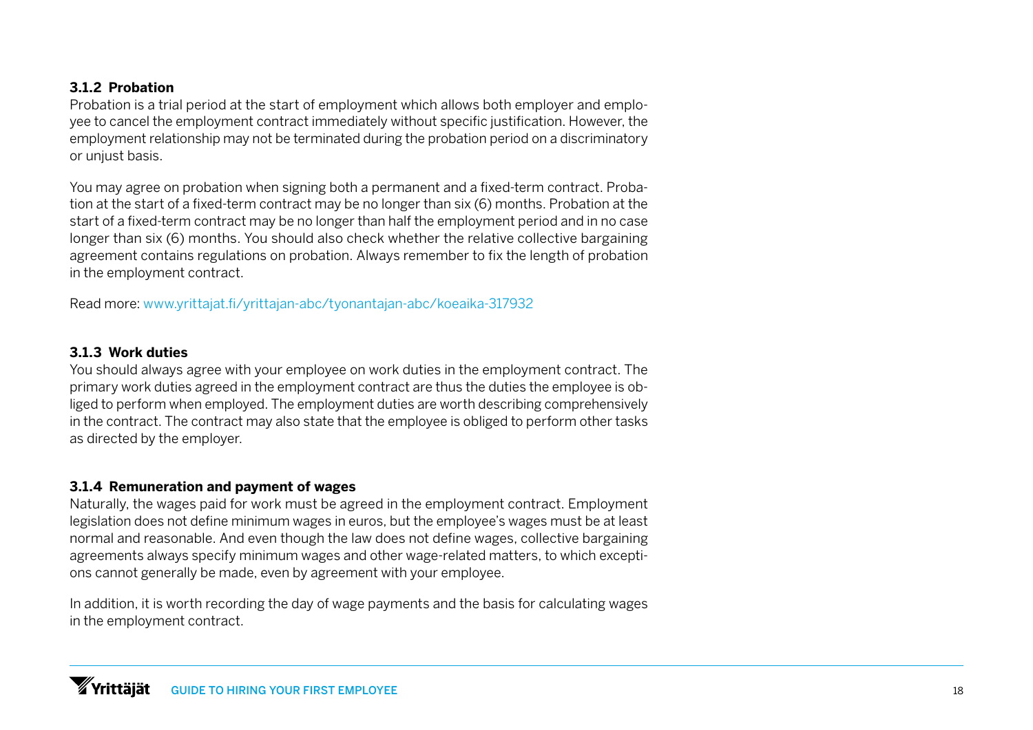### 3.1.2 Probation

Probation is a trial period at the start of employment which allows both employer and employee to cancel the employment contract immediately without specific justification. However, the employment relationship may not be terminated during the probation period on a discriminatory or unjust basis.

You may agree on probation when signing both a permanent and a fixed-term contract. Probation at the start of a fixed-term contract may be no longer than six (6) months. Probation at the start of a fixed-term contract may be no longer than half the employment period and in no case longer than six (6) months. You should also check whether the relative collective bargaining agreement contains regulations on probation. Always remember to fix the length of probation in the employment contract.

Read more: www.yrittajat.fi/yrittajan-abc/tyonantajan-abc/koeaika-317932

### 3.1.3 Work duties

You should always agree with your employee on work duties in the employment contract. The primary work duties agreed in the employment contract are thus the duties the employee is obliged to perform when employed. The employment duties are worth describing comprehensively in the contract. The contract may also state that the employee is obliged to perform other tasks as directed by the employer.

### 3.1.4 Remuneration and payment of wages

Naturally, the wages paid for work must be agreed in the employment contract. Employment legislation does not define minimum wages in euros, but the employee's wages must be at least normal and reasonable. And even though the law does not define wages, collective bargaining agreements always specify minimum wages and other wage-related matters, to which exceptions cannot generally be made, even by agreement with your employee.

In addition, it is worth recording the day of wage payments and the basis for calculating wages in the employment contract.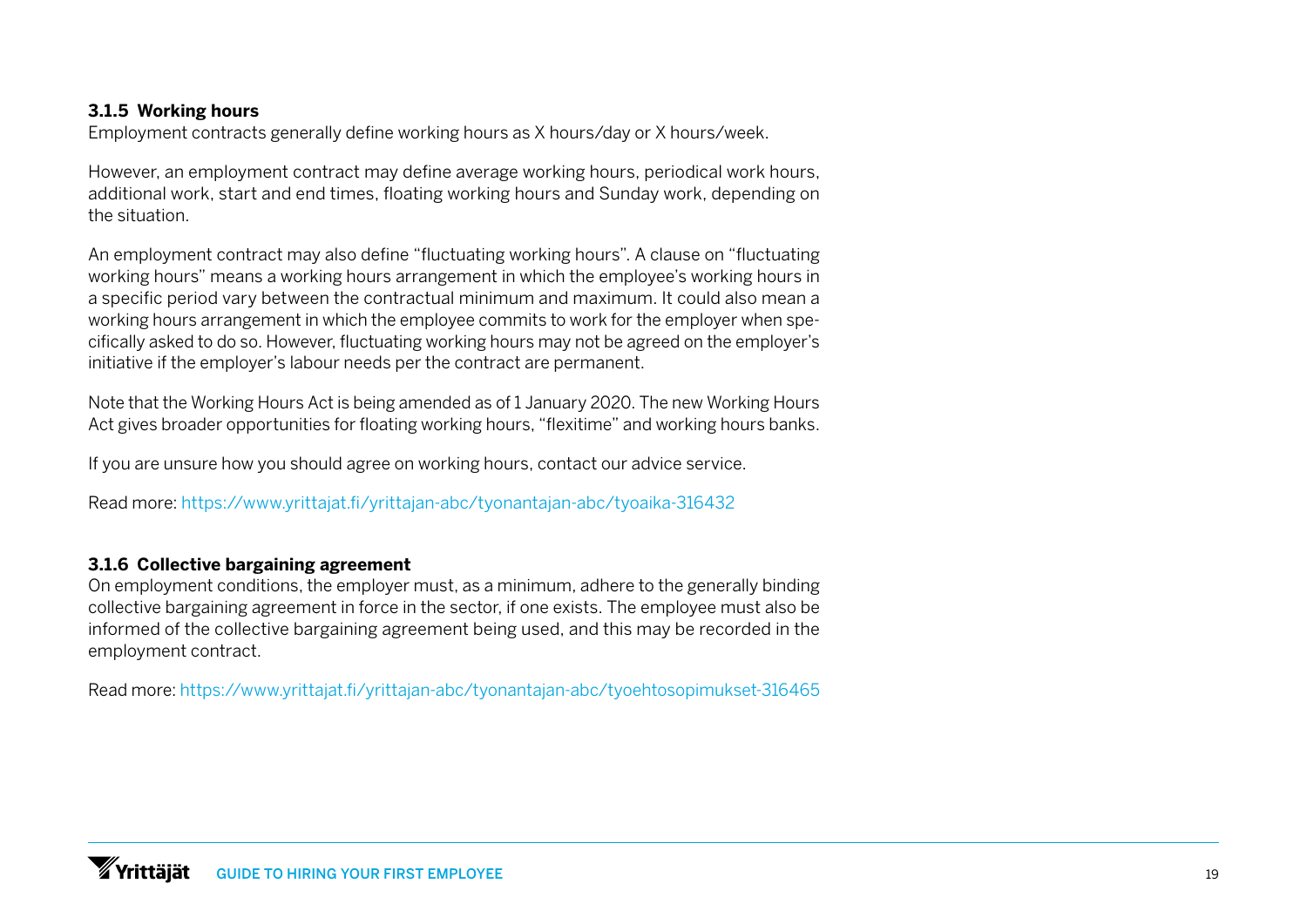### 3.1.5 Working hours

Employment contracts generally define working hours as X hours/day or X hours/week.

However, an employment contract may define average working hours, periodical work hours, additional work, start and end times, floating working hours and Sunday work, depending on the situation.

An employment contract may also define "fluctuating working hours". A clause on "fluctuating working hours" means a working hours arrangement in which the employee's working hours in a specific period vary between the contractual minimum and maximum. It could also mean a working hours arrangement in which the employee commits to work for the employer when specifically asked to do so. However, fluctuating working hours may not be agreed on the employer's initiative if the employer's labour needs per the contract are permanent.

Note that the Working Hours Act is being amended as of 1 January 2020. The new Working Hours Act gives broader opportunities for floating working hours, "flexitime" and working hours banks.

If you are unsure how you should agree on working hours, contact our advice service.

Read more: https://www.yrittajat.fi/yrittajan-abc/tyonantajan-abc/tyoaika-316432

### 3.1.6 Collective bargaining agreement

On employment conditions, the employer must, as a minimum, adhere to the generally binding collective bargaining agreement in force in the sector, if one exists. The employee must also be informed of the collective bargaining agreement being used, and this may be recorded in the employment contract.

Read more: https://www.yrittajat.fi/yrittajan-abc/tyonantajan-abc/tyoehtosopimukset-316465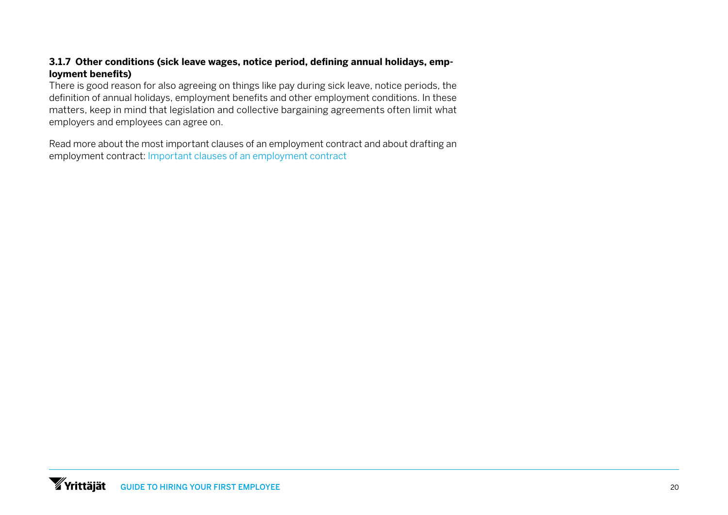### 3.1.7 Other conditions (sick leave wages, notice period, defining annual holidays, employment benefits)

There is good reason for also agreeing on things like pay during sick leave, notice periods, the definition of annual holidays, employment benefits and other employment conditions. In these matters, keep in mind that legislation and collective bargaining agreements often limit what employers and employees can agree on.

Read more about the most important clauses of an employment contract and about drafting an employment contract: Important clauses of an employment contract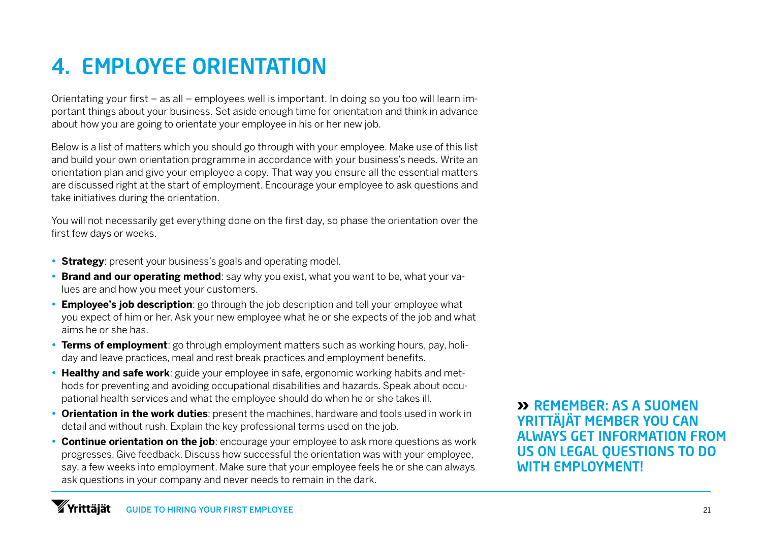# 4. EMPLOYEE ORIENTATION

Orientating your first – as all – employees well is important. In doing so you too will learn important things about your business. Set aside enough time for orientation and think in advance about how you are going to orientate your employee in his or her new job.

Below is a list of matters which you should go through with your employee. Make use of this list and build your own orientation programme in accordance with your business's needs. Write an orientation plan and give your employee a copy. That way you ensure all the essential matters are discussed right at the start of employment. Encourage your employee to ask questions and take initiatives during the orientation.

You will not necessarily get everything done on the first day, so phase the orientation over the first few days or weeks.

- **Strategy**: present your business's goals and operating model.
- **Brand and our operating method**: say why you exist, what you want to be, what your values are and how you meet your customers.
- **Employee's job description**: go through the job description and tell your employee what you expect of him or her. Ask your new employee what he or she expects of the job and what aims he or she has.
- **Terms of employment**: go through employment matters such as working hours, pay, holiday and leave practices, meal and rest break practices and employment benefits.
- **Healthy and safe work**: guide your employee in safe, ergonomic working habits and methods for preventing and avoiding occupational disabilities and hazards. Speak about occupational health services and what the employee should do when he or she takes ill.
- **Orientation in the work duties**: present the machines, hardware and tools used in work in detail and without rush. Explain the key professional terms used on the job.
- **Continue orientation on the job**: encourage your employee to ask more questions as work progresses. Give feedback. Discuss how successful the orientation was with your employee, say, a few weeks into employment. Make sure that your employee feels he or she can always ask questions in your company and never needs to remain in the dark.

**» REMEMBER: AS A SUOMEN YRITTÄJÄT MEMBER YOU CAN ALWAYS GET INFORMATION FROM US ON LEGAL QUESTIONS TO DO WITH EMPLOYMENT!**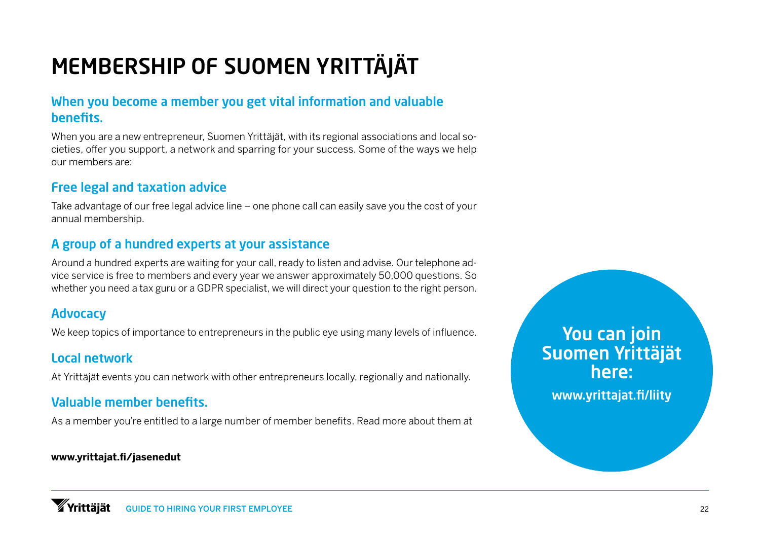# MEMBERSHIP OF SUOMEN YRITTÄJÄT

## When you become a member you get vital information and valuable benefits.

When you are a new entrepreneur, Suomen Yrittäjät, with its regional associations and local societies, offer you support, a network and sparring for your success. Some of the ways we help our members are:

## Free legal and taxation advice

Take advantage of our free legal advice line – one phone call can easily save you the cost of your annual membership.

## A group of a hundred experts at your assistance

Around a hundred experts are waiting for your call, ready to listen and advise. Our telephone advice service is free to members and every year we answer approximately 50,000 questions. So whether you need a tax guru or a GDPR specialist, we will direct your question to the right person.

## Advocacy

We keep topics of importance to entrepreneurs in the public eye using many levels of influence.

## Local network

At Yrittäjät events you can network with other entrepreneurs locally, regionally and nationally.

## Valuable member benefits.

As a member you're entitled to a large number of member benefits. Read more about them at

**www.yrittajat.fi/jasenedut**

**You can join Suomen Yrittäjät here:**

**www.yrittajat.fi/liity**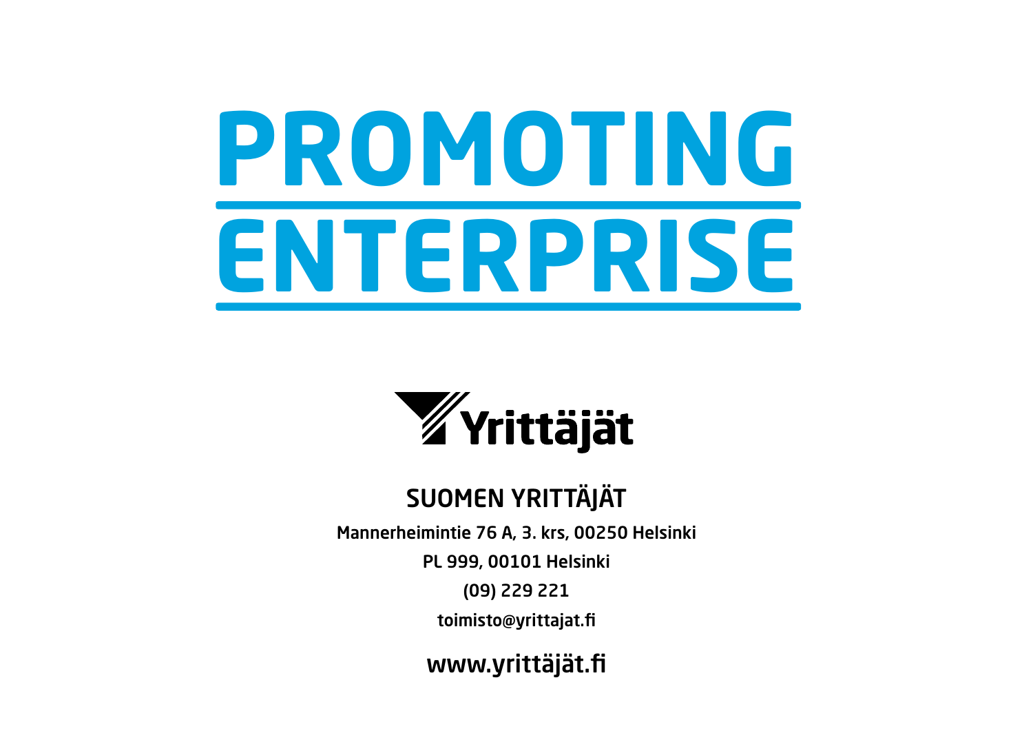# PROMOTING ENTERPRISE

Yrittäjät

## SUOMEN YRITTÄJÄT

Mannerheimintie 76 A, 3. krs, 00250 Helsinki

PL 999, 00101 Helsinki

(09) 229 221

toimisto@yrittajat.fi

www.yrittäjät.fi